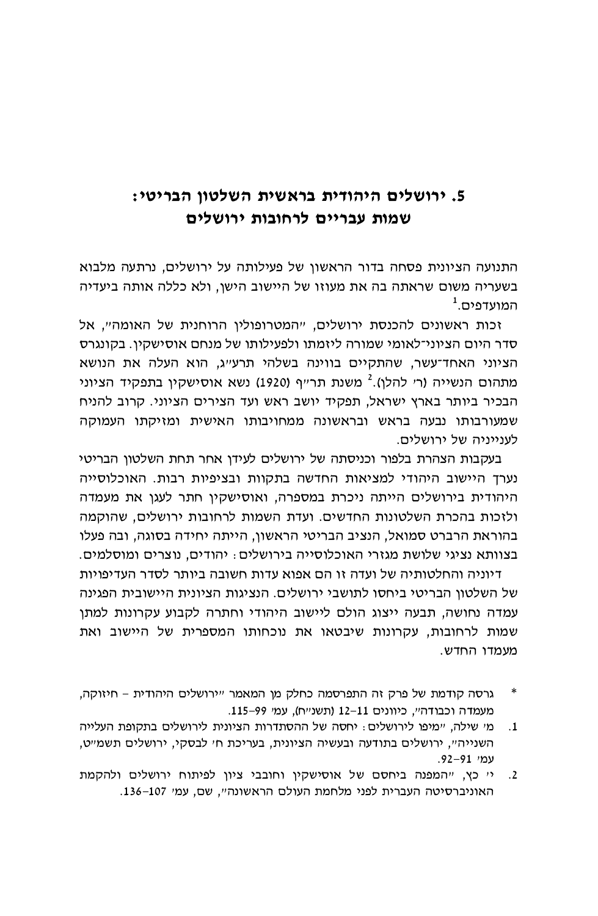# 5. ירושלים היהודית בראשית השלטון הבריטי: שמות עבריים לרחובות ירושלים

התנועה הציונית פסחה בדור הראשון של פעילותה על ירושלים, נרתעה מלבוא בשעריה משום שראתה בה את מעוזו של היישוב הישן, ולא כללה אותה ביעדיה המועדפים.[1]

זכות ראשונים להכנסת ירושלים, "המטרופולין הרוחנית של האומה", אל סדר היום הציוני־לאומי שמורה ליזמתו ולפעילותו של מנחם אוסישקין. בקונגרס הציוני האחד־עשר, שהתקיים בווינה בשלהי תרע"ג, הוא העלה את הנושא מתהום הנשייה (ר' להלן).[2] משנת תר"ף (1920) נשא אוסישקין בתפקיד הציוני הבכיר ביותר בארץ ישראל, תפקיד יושב ראש ועד הצירים הציוני. קרוב להניח שמעורבותו נבעה בראש ובראשונה ממחויבותו האישית ומזיקתו העמוקה לענייניה של ירושלים.

בעקבות הצהרת בלפור וכניסתה של ירושלים לעידן אחר תחת השלטון הבריטי נערך היישוב היהודי למציאות החדשה בתקוות ובציפיות רבות. האוכלוסייה היהודית בירושלים הייתה ניכרת במספרה, ואוסישקין חתר לעגן את מעמדה ולזכות בהכרת השלטונות החדשים. ועדת השמות לרחובות ירושלים, שהוקמה בהוראת הרברט סמואל, הנציב הבריטי הראשון, הייתה יחידה בסוגה, ובה פעלו בצוותא נציגי שלושת מגזרי האוכלוסייה בירושלים: יהודים, נוצרים ומוסלמים.

דיוניה והחלטותיה של ועדה זו הם אפוא עדות חשובה ביותר לסדר העדיפויות של השלטון הבריטי ביחסו לתושבי ירושלים. הנציגות הציונית היישובית הפגינה עמדה נחושה, תבעה ייצוג הולם ליישוב היהודי וחתרה לקבוע עקרונות למתן שמות לרחובות, עקרונות שיבטאו את נוכחותו המספרית של היישוב ואת מעמדו החדש.

---

\* גרסה קודמת של פרק זה התפרסמה כחלק מן המאמר "ירושלים היהודית – חיזוקה, מעמדה וכבודה", כיוונים 11–12 (תשנ"ח), עמ' 99–115.

1. מ' שילה, "מיפו לירושלים: יחסה של ההסתדרות הציונית לירושלים בתקופת העלייה השנייה", ירושלים בתודעה ובעשיה הציונית, בעריכת ח' לבסקי, ירושלים תשמ"ט, עמ' 91–92.
2. י' כץ, "המפנה ביחסם של אוסישקין וחובבי ציון לפיתוח ירושלים ולהקמת האוניברסיטה העברית לפני מלחמת העולם הראשונה", שם, עמ' 107–136.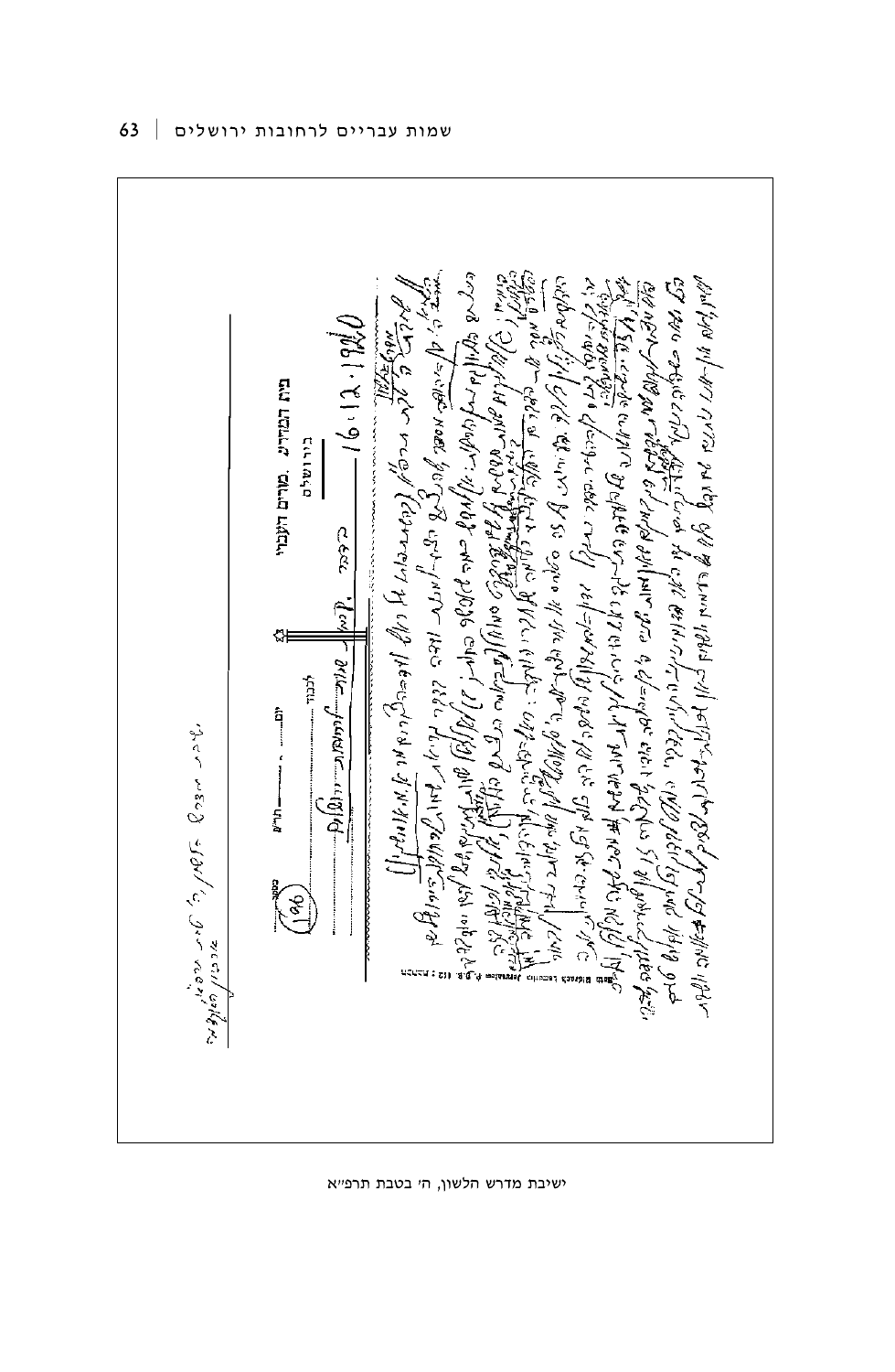ישיבת מדרש הלשון, ה׳ בטבת תרפ״א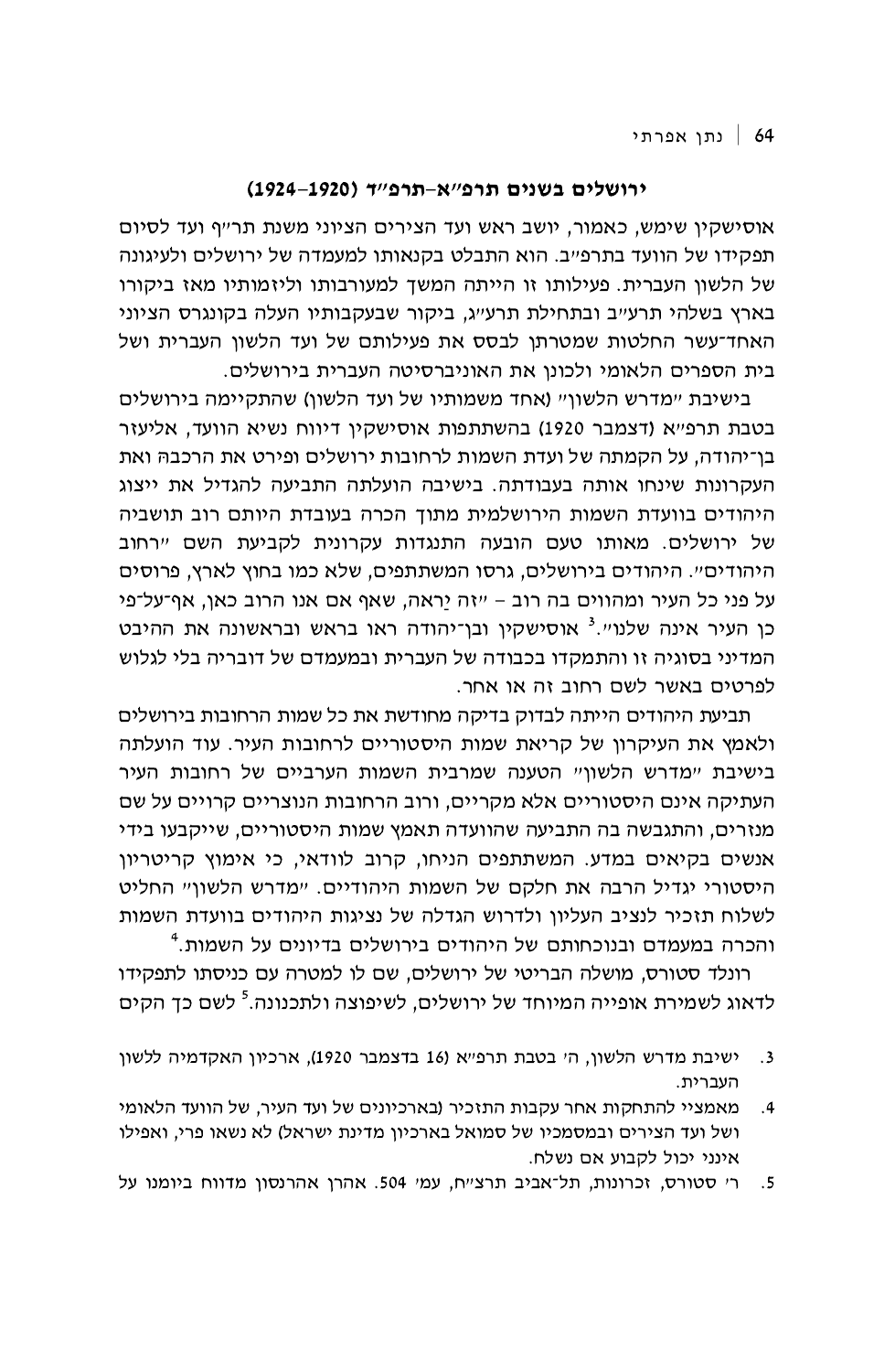## ירושלים בשנים תרפ״א–תרפ״ד (1920–1924)

אוסישקין שימש, כאמור, יושב ראש ועד הצירים הציוני משנת תר״ף ועד לסיום תפקידו של הוועד בתרפ״ב. הוא התבלט בקנאותו למעמדה של ירושלים ולעיגונה של הלשון העברית. פעילותו זו הייתה המשך למעורבותו וליזמותיו מאז ביקורו בארץ בשלהי תרע״ב ובתחילת תרע״ג, ביקור שבעקבותיו העלה בקונגרס הציוני האחד־עשר החלטות שמטרתן לבסס את פעילותם של ועד הלשון העברית ושל בית הספרים הלאומי ולכונן את האוניברסיטה העברית בירושלים.

בישיבת ״מדרש הלשון״ (אחד משמותיו של ועד הלשון) שהתקיימה בירושלים בטבת תרפ״א (דצמבר 1920) בהשתתפות אוסישקין דיווח נשיא הוועד, אליעזר בן־יהודה, על הקמתה של ועדת השמות לרחובות ירושלים ופירט את הרכבה ואת העקרונות שינחו אותה בעבודתה. בישיבה הועלתה התביעה להגדיל את ייצוג היהודים בוועדת השמות הירושלמית מתוך הכרה בעובדת היותם רוב תושביה של ירושלים. מאותו טעם הובעה התנגדות עקרונית לקביעת השם ״רחוב היהודים״. היהודים בירושלים, גרסו המשתתפים, שלא כמו בחוץ לארץ, פרוסים על פני כל העיר ומהווים בה רוב – ״זה יַראה, שאף אם אנו הרוב כאן, אף־על־פי כן העיר אינה שלנו״.[3] אוסישקין ובן־יהודה ראו בראש ובראשונה את ההיבט המדיני בסוגיה זו והתמקדו בכבודה של העברית ובמעמדם של דובריה בלי לגלוש לפרטים באשר לשם רחוב זה או אחר.

תביעת היהודים הייתה לבדוק בדיקה מחודשת את כל שמות הרחובות בירושלים ולאמץ את העיקרון של קריאת שמות היסטוריים לרחובות העיר. עוד הועלתה בישיבת ״מדרש הלשון״ הטענה שמרבית השמות הערביים של רחובות העיר העתיקה אינם היסטוריים אלא מקריים, ורוב הרחובות הנוצריים קרויים על שם מנזרים, והתגבשה בה התביעה שהוועדה תאמץ שמות היסטוריים, שייקבעו בידי אנשים בקיאים במדע. המשתתפים הניחו, קרוב לוודאי, כי אימוץ קריטריון היסטורי יגדיל הרבה את חלקם של השמות היהודיים. ״מדרש הלשון״ החליט לשלוח תזכיר לנציב העליון ולדרוש הגדלה של נציגות היהודים בוועדת השמות והכרה במעמדם ובנוכחותם של היהודים בירושלים בדיונים על השמות.[4]

רונלד סטורס, מושלה הבריטי של ירושלים, שם לו למטרה עם כניסתו לתפקידו לדאוג לשמירת אופייה המיוחד של ירושלים, לשיפוצה ולתכנונה.[5] לשם כך הקים

---

3. ישיבת מדרש הלשון, ה׳ בטבת תרפ״א (16 בדצמבר 1920), ארכיון האקדמיה ללשון העברית.
4. מאמצַי להתחקות אחר עקבות התזכיר (בארכיונים של ועד העיר, של הוועד הלאומי ושל ועד הצירים ובמסמכיו של סמואל בארכיון מדינת ישראל) לא נשאו פרי, ואפילו אינני יכול לקבוע אם נשלח.
5. ר׳ סטורס, זכרונות, תל־אביב תרצ״ח, עמ׳ 504. אהרן אהרנסון מדווח ביומנו על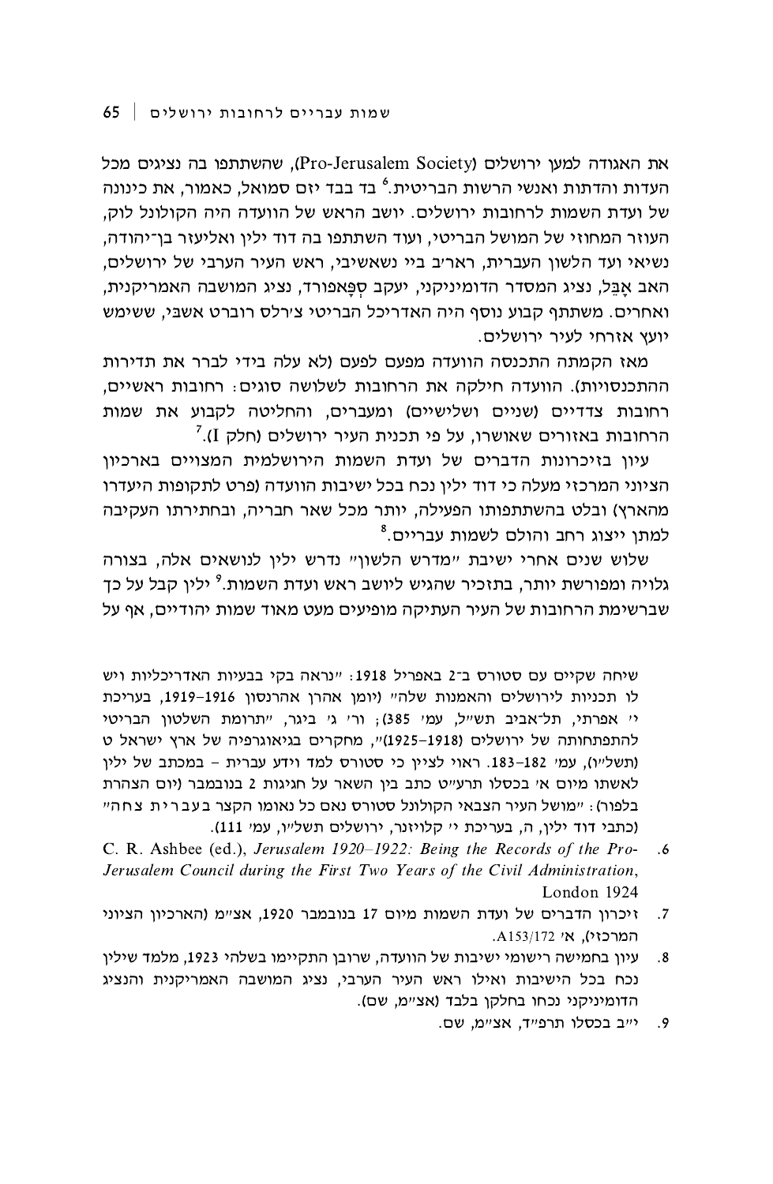את האגודה למען ירושלים (Pro-Jerusalem Society), שהשתתפו בה נציגים מכל העדות והדתות ואנשי הרשות הבריטית.[6] בד בבד יזם סמואל, כאמור, את כינונה של ועדת השמות לרחובות ירושלים. יושב הראש של הוועדה היה הקולונל לוק, העוזר המחוזי של המושל הבריטי, ועוד השתתפו בה דוד ילין ואליעזר בן־יהודה, נשיאי ועד הלשון העברית, ראג׳ב ביי נשאשיבי, ראש העיר הערבי של ירושלים, האב אָבֶּל, נציג המסדר הדומיניקני, יעקב סְפָּאפורד, נציג המושבה האמריקנית, ואחרים. משתתף קבוע נוסף היה האדריכל הבריטי צ׳רלס רוברט אשבי, ששימש יועץ אזרחי לעיר ירושלים.

מאז הקמתה התכנסה הוועדה מפעם לפעם (לא עלה בידי לברר את תדירות ההתכנסויות). הוועדה חילקה את הרחובות לשלושה סוגים: רחובות ראשיים, רחובות צדדיים (שניים ושלישיים) ומעברים, והחליטה לקבוע את שמות הרחובות באזורים שאושרו, על פי תכנית העיר ירושלים (חלק I).[7]

עיון בזיכרונות הדברים של ועדת השמות הירושלמית המצויים בארכיון הציוני המרכזי מעלה כי דוד ילין נכח בכל ישיבות הוועדה (פרט לתקופות היעדרו מהארץ) ובלט בהשתתפותו הפעילה, יותר מכל שאר חבריה, ובחתירתו העקיבה למתן ייצוג רחב והולם לשמות עבריים.[8]

שלוש שנים אחרי ישיבת ״מדרש הלשון״ נדרש ילין לנושאים אלה, בצורה גלויה ומפורשת יותר, בתזכיר שהגיש ליושב ראש ועדת השמות.[9] ילין קבל על כך שברשימת הרחובות של העיר העתיקה מופיעים מעט מאוד שמות יהודיים, אף על

שיחה שקיים עם סטורס ב־2 באפריל 1918: ״נראה בקי בבעיות האדריכליות ויש לו תכניות לירושלים והאמנות שלה״ (יומן אהרן אהרנסון 1916–1919, בעריכת י׳ אפרתי, תל־אביב תש״ל, עמ׳ 385); ור׳ ג׳ ביגר, ״תרומת השלטון הבריטי להתפתחותה של ירושלים (1918–1925)״, מחקרים בגיאוגרפיה של ארץ ישראל ט (תשל״ו), עמ׳ 182–183. ראוי לציין כי סטורס למד וידע עברית – במכתב של ילין לאשתו מיום א׳ בכסלו תרע״ט כתב בין השאר על חגיגות 2 בנובמבר (יום הצהרת בלפור): ״מושל העיר הצבאי הקולונל סטורס נאם כל נאומו הקצר בעברית צחה״ (כתבי דוד ילין, ה, בעריכת י׳ קלויזנר, ירושלים תשל״ו, עמ׳ 111).

6. C. R. Ashbee (ed.), *Jerusalem 1920–1922: Being the Records of the Pro-Jerusalem Council during the First Two Years of the Civil Administration*, London 1924
7. זיכרון הדברים של ועדת השמות מיום 17 בנובמבר 1920, אצ״מ (הארכיון הציוני המרכזי), א׳ A153/172.
8. עיון בחמישה רישומי ישיבות של הוועדה, שרובן התקיימו בשלהי 1923, מלמד שילין נכח בכל הישיבות ואילו ראש העיר הערבי, נציג המושבה האמריקנית והנציג הדומיניקני נכחו בחלקן בלבד (אצ״מ, שם).
9. י״ב בכסלו תרפ״ד, אצ״מ, שם.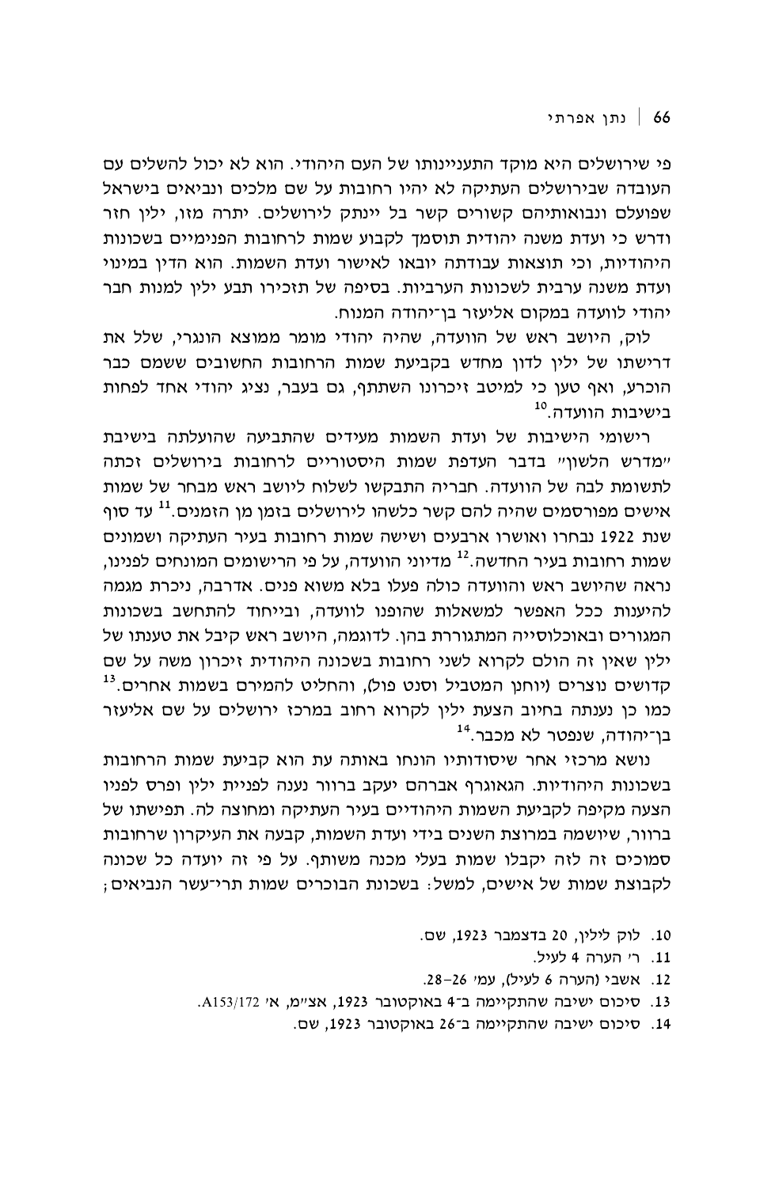פי שירושלים היא מוקד התעניינותו של העם היהודי. הוא לא יכול להשלים עם העובדה שבירושלים העתיקה לא יהיו רחובות על שם מלכים ונביאים בישראל שפועלם ונבואותיהם קשורים קשר בל יינתק לירושלים. יתרה מזו, ילין חזר ודרש כי ועדת משנה יהודית תוסמך לקבוע שמות לרחובות הפנימיים בשכונות היהודיות, וכי תוצאות עבודתה יובאו לאישור ועדת השמות. הוא הדין במינוי ועדת משנה ערבית לשכונות הערביות. בסיפה של תזכירו תבע ילין למנות חבר יהודי לוועדה במקום אליעזר בן־יהודה המנוח.

לוק, היושב ראש של הוועדה, שהיה יהודי מומר ממוצא הונגרי, שלל את דרישתו של ילין לדון מחדש בקביעת שמות הרחובות החשובים ששמם כבר הוכרע, ואף טען כי למיטב זיכרונו השתתף, גם בעבר, נציג יהודי אחד לפחות בישיבות הוועדה.[10]

רישומי הישיבות של ועדת השמות מעידים שהתביעה שהועלתה בישיבת "מדרש הלשון" בדבר העדפת שמות היסטוריים לרחובות בירושלים זכתה לתשומת לבה של הוועדה. חבריה התבקשו לשלוח ליושב ראש מבחר של שמות אישים מפורסמים שהיה להם קשר כלשהו לירושלים בזמן מן הזמנים.[11] עד סוף שנת 1922 נבחרו ואושרו ארבעים ושישה שמות רחובות בעיר העתיקה ושמונים שמות רחובות בעיר החדשה.[12] מדיוני הוועדה, על פי הרישומים המונחים לפנינו, נראה שהיושב ראש והוועדה כולה פעלו בלא משוא פנים. אדרבה, ניכרת מגמה להיענות ככל האפשר למשאלות שהופנו לוועדה, ובייחוד להתחשב בשכונות המגורים ובאוכלוסייה המתגוררת בהן. לדוגמה, היושב ראש קיבל את טענתו של ילין שאין זה הולם לקרוא לשני רחובות בשכונה היהודית זיכרון משה על שם קדושים נוצרים (יוחנן המטביל וסנט פול), והחליט להמירם בשמות אחרים.[13] כמו כן נענתה בחיוב הצעת ילין לקרוא רחוב במרכז ירושלים על שם אליעזר בן־יהודה, שנפטר לא מכבר.[14]

נושא מרכזי אחר שיסודותיו הונחו באותה עת הוא קביעת שמות הרחובות בשכונות היהודיות. הגאוגרף אברהם יעקב ברוור נענה לפניית ילין ופרס לפניו הצעה מקיפה לקביעת השמות היהודיים בעיר העתיקה ומחוצה לה. תפישתו של ברוור, שיושמה במרוצת השנים בידי ועדת השמות, קבעה את העיקרון שרחובות סמוכים זה לזה יקבלו שמות בעלי מכנה משותף. על פי זה יועדה כל שכונה לקבוצת שמות של אישים, למשל: בשכונת הבוכרים שמות תרי־עשר הנביאים;

10. לוק לילין, 20 בדצמבר 1923, שם.
11. ר' הערה 4 לעיל.
12. אשבי (הערה 6 לעיל), עמ' 26–28.
13. סיכום ישיבה שהתקיימה ב־4 באוקטובר 1923, אצ"מ, א' A153/172.
14. סיכום ישיבה שהתקיימה ב־26 באוקטובר 1923, שם.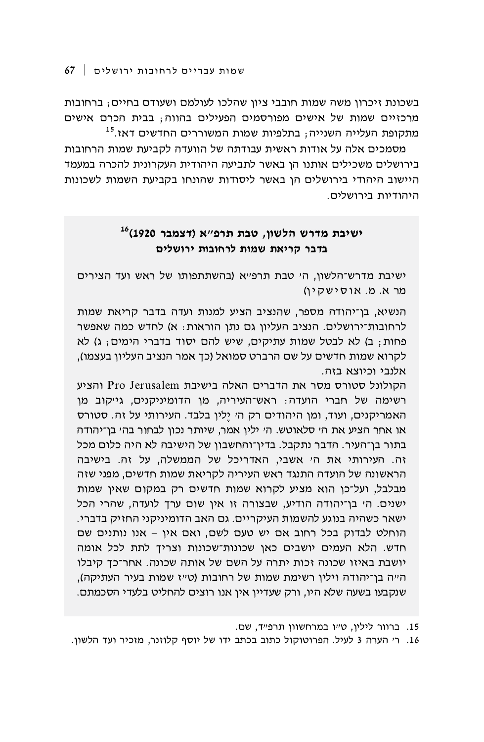בשכונת זיכרון משה שמות חובבי ציון שהלכו לעולמם ושעודם בחיים; ברחובות מרכזיים שמות של אישים מפורסמים הפעילים בהווה; בבית הכרם אישים מתקופת העלייה השנייה; בתלפיות שמות המשוררים החדשים דאז.[15]

מסמכים אלה על אודות ראשית עבודתה של הוועדה לקביעת שמות הרחובות בירושלים משכילים אותנו הן באשר לתביעה היהודית העקרונית להכרה במעמד היישוב היהודי בירושלים הן באשר ליסודות שהונחו בקביעת השמות לשכונות היהודיות בירושלים.

## ישיבת מדרש הלשון, טבת תרפ״א (דצמבר 1920)[16]
## בדבר קריאת שמות לרחובות ירושלים

ישיבת מדרש־הלשון, ה׳ טבת תרפ״א (בהשתתפותו של ראש ועד הצירים מר א. מ. א ו ס י ש ק י ן)

הנשיא, בן־יהודה מספר, שהנציב הציע למנות ועדה בדבר קריאת שמות לרחובות־ירושלים. הנציב העליון גם נתן הוראות: א) לחדש כמה שאפשר פחות; ב) לא לבטל שמות עתיקים, שיש להם יסוד בדברי הימים; ג) לא לקרוא שמות חדשים על שם הרברט סמואל (כך אמר הנציב העליון בעצמו), אלנבי וכיוצא בזה.

הקולונל סטורס מסר את הדברים האלה בישיבת Pro Jerusalem והציע רשימה של חברי הועדה: ראש־העיריה, מן הדומיניקנים, גייקוב מן האמריקנים, ועוד, ומן היהודים רק ה׳ יֶלין בלבד. העירותי על זה. סטורס או אחר הציע את ה׳ סלאוטש. ה׳ ילין אמר, שיותר נכון לבחור בה׳ בן־יהודה בתור בן־העיר. הדבר נתקבל. בדין־והחשבון של הישיבה לא היה כלום מכל זה. העירותי את ה׳ אשבי, האדריכל של הממשלה, על זה. בישיבה הראשונה של הועדה התנגד ראש העיריה לקריאת שמות חדשים, מפני שזה מבלבל, ועל־כן הוא מציע לקרוא שמות חדשים רק במקום שאין שמות ישנים. ה׳ בן־יהודה הודיע, שבצורה זו אין שום ערך לועדה, שהרי הכל ישאר כשהיה בנוגע להשמות העיקריים. גם האב הדומיניקני החזיק בדברי. הוחלט לבדוק בכל רחוב אם יש טעם לשם, ואם אין – אנו נותנים שם חדש. הלא העמים יושבים כאן שכונות־שכונות וצריך לתת לכל אומה יושבת באיזו שכונה זכות יתרה על השם של אותה שכונה. אחר־כך קיבלו ה״ה בן־יהודה וילין רשימת שמות של רחובות (ט״ז שמות בעיר העתיקה), שנקבעו בשעה שלא היו, ורק שעדיין אין אנו רוצים להחליט בלעדי הסכמתם.

15. ברוור לילין, ט״ו במרחשוון תרפ״ד, שם.

16. ר׳ הערה 3 לעיל. הפרוטוקול כתוב בכתב ידו של יוסף קלוזנר, מזכיר ועד הלשון.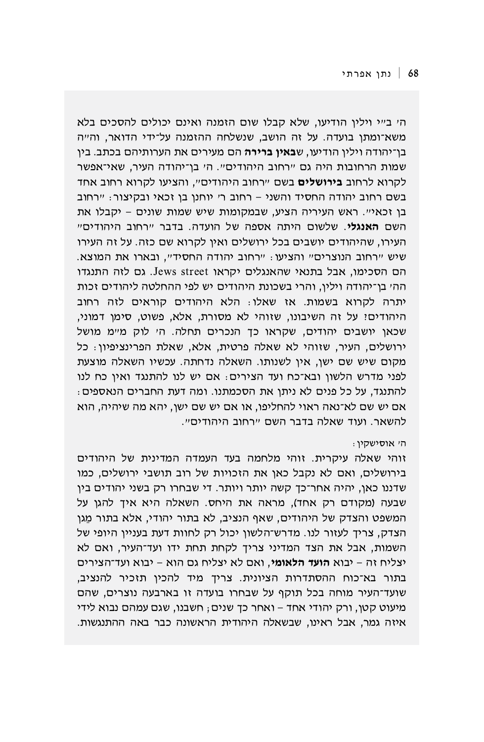ה׳ ב״י וילין הודיעו, שלא קבלו שום הזמנה ואינם יכולים להסכים בלא משא־ומתן בועדה. על זה הושב, שנשלחה ההזמנה על־ידי הדואר, וה״ה בן־יהודה וילין הודיעו, ש**באין ברירה** הם מעירים את הערותיהם בכתב. בין שמות הרחובות היה גם ״רחוב היהודים״. ה׳ בן־יהודה העיר, שאי־אפשר לקרוא לרחוב **בירושלים** בשם ״רחוב היהודים״, והציעו לקרוא רחוב אחד בשם רחוב יהודה החסיד והשני – רחוב ר׳ יוחנן בן זכאי ובקיצור: ״רחוב בן זכאי״. ראש העיריה הציע, שבמקומות שיש שמות שונים – יקבלו את השם **האנגלי**. שלשום היתה אספה של הועדה. בדבר ״רחוב היהודים״ העירו, שהיהודים יושבים בכל ירושלים ואין לקרוא שם כזה. על זה העירו שיש ״רחוב הנוצרים״ והציעו: ״רחוב יהודה החסיד״, ובארו את המוצא. הם הסכימו, אבל בתנאי שהאנגלים יקראו Jews street. גם לזה התנגדו הה׳ בן־יהודה וילין, והרי בשכונת היהודים יש לפי ההחלטה ליהודים זכות יתרה לקרוא בשמות. אז שאלו: הלא היהודים קוראים לזה רחוב היהודים! על זה השיבונו, שזוהי לא מסורת, אלא, פשוט, סימן דמוני, שכאן יושבים יהודים, שקראו כך הנכרים תחלה. ה׳ לוק מ״מ מושל ירושלים, העיר, שזוהי לא שאלה פרטית, אלא, שאלת הפרינציפיון: כל מקום שיש שם ישן, אין לשנותו. השאלה נדחתה. עכשיו השאלה מוצעת לפני מדרש הלשון ובא־כח ועד הצירים: אם יש לנו להתנגד ואין כח לנו להתנגד, על כל פנים לא ניתן את הסכמתנו. ומה דעת החברים הנאספים: אם יש שם לא־נאה ראוי להחליפו, או אם יש שם ישן, יהא מה שיהיה, הוא להשאר. ועוד שאלה בדבר השם ״רחוב היהודים״.

ה׳ אוסישקין:

זוהי שאלה עיקרית. זוהי מלחמה בעד העמדה המדינית של היהודים בירושלים, ואם לא נקבל כאן את הזכויות של רוב תושבי ירושלים, כמו שדננו כאן, יהיה אחר־כך קשה יותר ויותר. די שבחרו רק בשני יהודים בין שבעה (מקודם רק אחד), מראה את היחס. השאלה היא איך להגן על המשפט והצדק של היהודים, שאף הנציב, לא בתור יהודי, אלא בתור מֵגן הצדק, צריך לעזור לנו. מדרש־הלשון יכול רק לחוות דעת בעניין היופי של השמות, אבל את הצד המדיני צריך לקחת תחת ידו ועד־העיר, ואם לא יצליח זה – יבוא **הועד הלאומי**, ואם לא יצליח גם הוא – יבוא ועד־הצירים בתור בא־כוח ההסתדרות הציונית. צריך מיד להכין תזכיר להנציב, שועד־העיר מוחה בכל תוקף על שבחרו בועדה זו בארבעה נוצרים, שהם מיעוט קטן, ורק יהודי אחד – ואחר כך שנים; חשבנו, שגם עמהם נבוא לידי איזה גמר, אבל ראינו, שבשאלה היהודית הראשונה כבר באה ההתנגשות.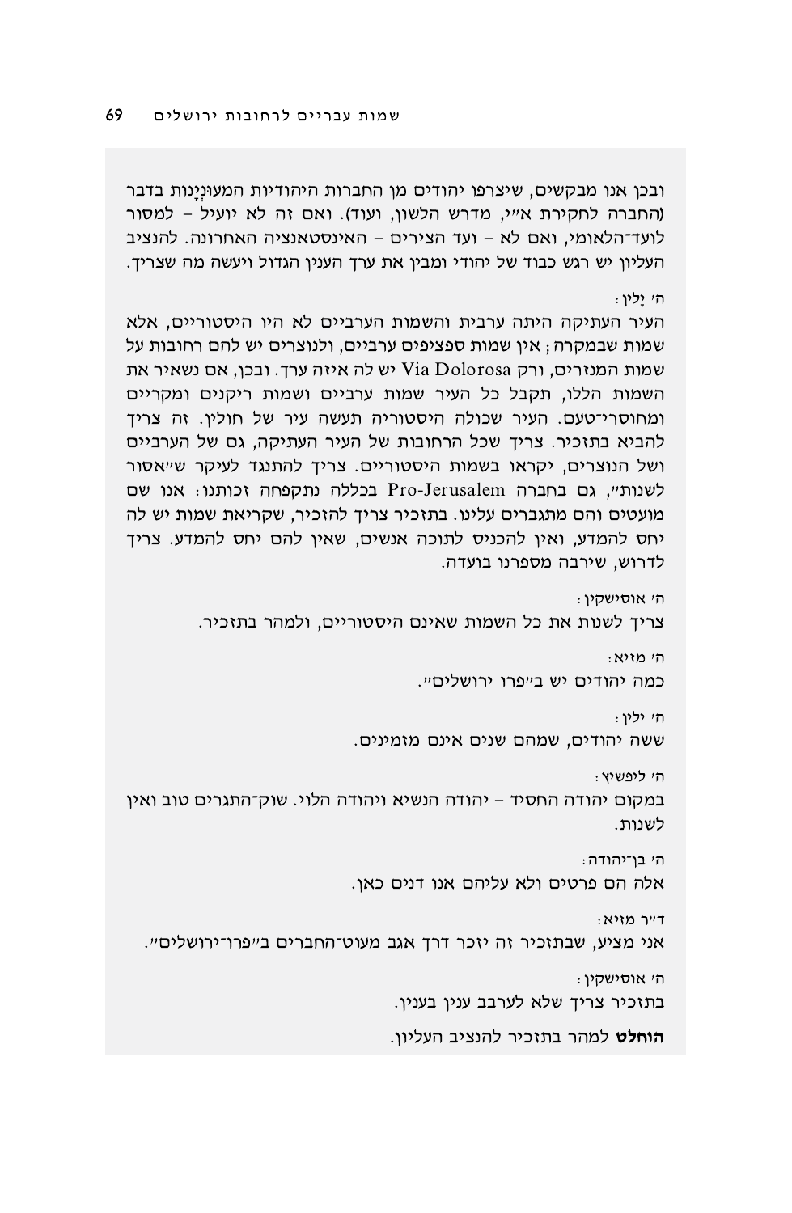ובכן אנו מבקשים, שיצרפו יהודים מן החברות היהודיות המעוּנְיָנות בדבר (החברה לחקירת א״י, מדרש הלשון, ועוד). ואם זה לא יועיל – למסור לועד־הלאומי, ואם לא – ועד הצירים – האינסטאנציה האחרונה. להנציב העליון יש רגש כבוד של יהודי ומבין את ערך הענין הגדול ויעשה מה שצריך.

ה׳ יָלין:

העיר העתיקה היתה ערבית והשמות הערביים לא היו היסטוריים, אלא שמות שבמקרה; אין שמות ספציפים ערביים, ולנוצרים יש להם רחובות על שמות המנזרים, ורק Via Dolorosa יש לה איזה ערך. ובכן, אם נשאיר את השמות הללו, תקבל כל העיר שמות ערביים ושמות ריקנים ומקריים ומחוסרי־טעם. העיר שכולה היסטוריה תעשה עיר של חולין. זה צריך להביא בתזכיר. צריך שכל הרחובות של העיר העתיקה, גם של הערביים ושל הנוצרים, יקראו בשמות היסטוריים. צריך להתנגד לעיקר ש״אסור לשנות״, גם בחברה Pro-Jerusalem בכללה נתקפחה זכותנו: אנו שם מועטים והם מתגברים עלינו. בתזכיר צריך להזכיר, שקריאת שמות יש לה יחס להמדע, ואין להכניס לתוכה אנשים, שאין להם יחס להמדע. צריך לדרוש, שירבה מספרנו בועדה.

ה׳ אוסישקין:

צריך לשנות את כל השמות שאינם היסטוריים, ולמהר בתזכיר.

ה׳ מזיא:

כמה יהודים יש ב״פרו ירושלים״.

ה׳ ילין:

ששה יהודים, שמהם שנים אינם מזמינים.

ה׳ ליפשיץ:

במקום יהודה החסיד – יהודה הנשיא ויהודה הלוי. שוק־התגרים טוב ואין לשנות.

ה׳ בן־יהודה:

אלה הם פרטים ולא עליהם אנו דנים כאן.

ד״ר מזיא:

אני מציע, שבתזכיר זה יזכר דרך אגב מעוט־החברים ב״פרו־ירושלים״.

ה׳ אוסישקין:

בתזכיר צריך שלא לערבב ענין בענין.

**הוחלט** למהר בתזכיר להנציב העליון.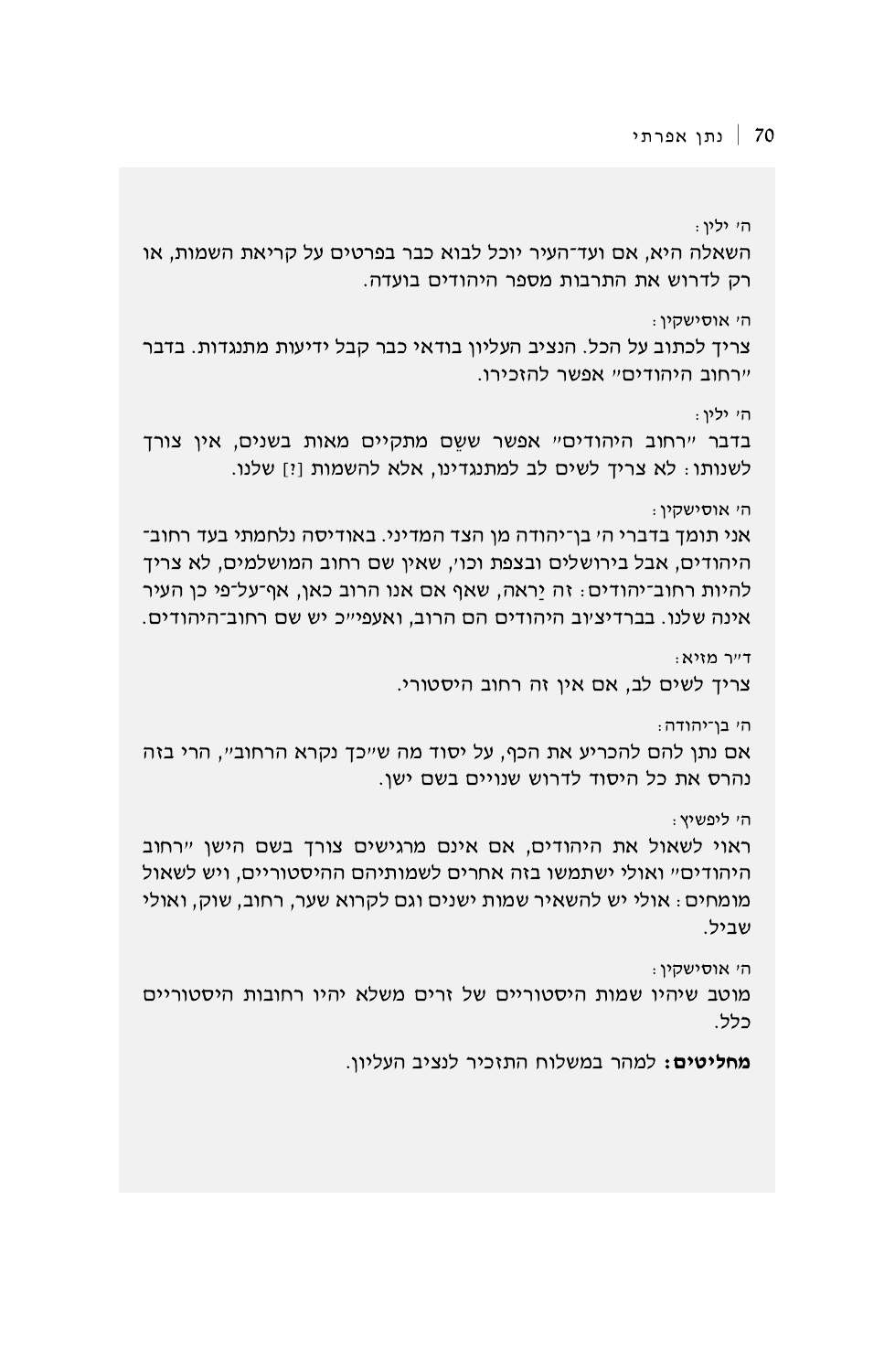ה' ילין:

השאלה היא, אם ועד־העיר יוכל לבוא כבר בפרטים על קריאת השמות, או רק לדרוש את התרבות מספר היהודים בועדה.

ה' אוסישקין:

צריך לכתוב על הכל. הנציב העליון בודאי כבר קבל ידיעות מתנגדות. בדבר "רחוב היהודים" אפשר להזכירו.

ה' ילין:

בדבר "רחוב היהודים" אפשר ששֵם מתקיים מאות בשנים, אין צורך לשנותו: לא צריך לשים לב למתנגדינו, אלא להשמות [?] שלנו.

ה' אוסישקין:

אני תומך בדברי ה' בן־יהודה מן הצד המדיני. באודיסה נלחמתי בעד רחוב־היהודים, אבל בירושלים ובצפת וכו', שאין שם רחוב המושלמים, לא צריך להיות רחוב־יהודים: זה יֵראה, שאף אם אנו הרוב כאן, אף־על־פי כן העיר אינה שלנו. בברדיצ'וב היהודים הם הרוב, ואעפ"כ יש שם רחוב־היהודים.

ד"ר מזיא:

צריך לשים לב, אם אין זה רחוב היסטורי.

ה' בן־יהודה:

אם נתן להם להכריע את הכף, על יסוד מה ש"כך נקרא הרחוב", הרי בזה נהרס את כל היסוד לדרוש שנויים בשם ישן.

ה' ליפשיץ:

ראוי לשאול את היהודים, אם אינם מרגישים צורך בשם הישן "רחוב היהודים" ואולי ישתמשו בזה אחרים לשמותיהם ההיסטוריים, ויש לשאול מומחים: אולי יש להשאיר שמות ישנים וגם לקרוא שער, רחוב, שוק, ואולי שביל.

ה' אוסישקין:

מוטב שיהיו שמות היסטוריים של זרים משלא יהיו רחובות היסטוריים כלל.

**מחליטים:** למהר במשלוח התזכיר לנציב העליון.